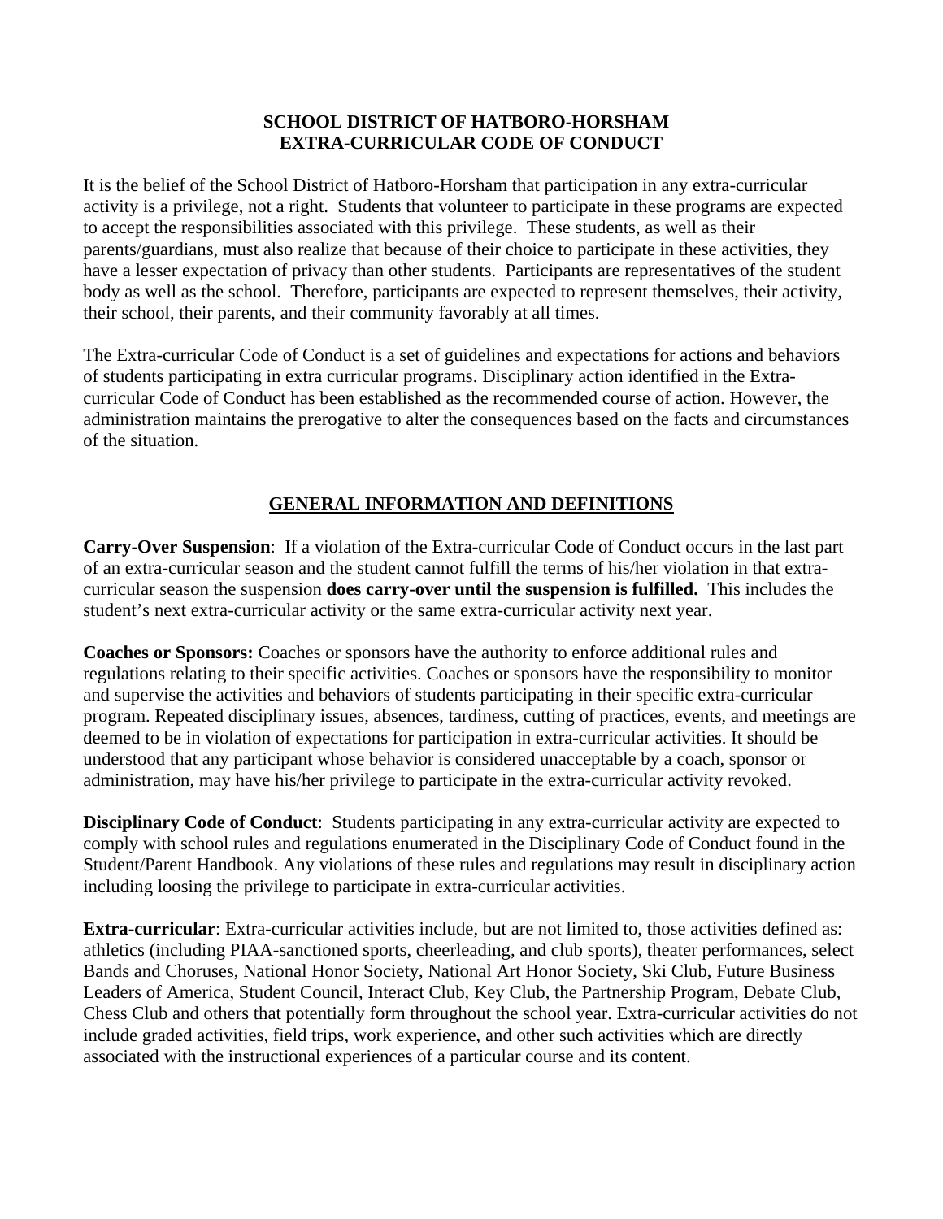# SCHOOL DISTRICT OF HATBORO-HORSHAM
# EXTRA-CURRICULAR CODE OF CONDUCT

It is the belief of the School District of Hatboro-Horsham that participation in any extra-curricular activity is a privilege, not a right. Students that volunteer to participate in these programs are expected to accept the responsibilities associated with this privilege. These students, as well as their parents/guardians, must also realize that because of their choice to participate in these activities, they have a lesser expectation of privacy than other students. Participants are representatives of the student body as well as the school. Therefore, participants are expected to represent themselves, their activity, their school, their parents, and their community favorably at all times.

The Extra-curricular Code of Conduct is a set of guidelines and expectations for actions and behaviors of students participating in extra curricular programs. Disciplinary action identified in the Extra-curricular Code of Conduct has been established as the recommended course of action. However, the administration maintains the prerogative to alter the consequences based on the facts and circumstances of the situation.

## GENERAL INFORMATION AND DEFINITIONS

**Carry-Over Suspension**: If a violation of the Extra-curricular Code of Conduct occurs in the last part of an extra-curricular season and the student cannot fulfill the terms of his/her violation in that extra-curricular season the suspension **does carry-over until the suspension is fulfilled.** This includes the student's next extra-curricular activity or the same extra-curricular activity next year.

**Coaches or Sponsors:** Coaches or sponsors have the authority to enforce additional rules and regulations relating to their specific activities. Coaches or sponsors have the responsibility to monitor and supervise the activities and behaviors of students participating in their specific extra-curricular program. Repeated disciplinary issues, absences, tardiness, cutting of practices, events, and meetings are deemed to be in violation of expectations for participation in extra-curricular activities. It should be understood that any participant whose behavior is considered unacceptable by a coach, sponsor or administration, may have his/her privilege to participate in the extra-curricular activity revoked.

**Disciplinary Code of Conduct**: Students participating in any extra-curricular activity are expected to comply with school rules and regulations enumerated in the Disciplinary Code of Conduct found in the Student/Parent Handbook. Any violations of these rules and regulations may result in disciplinary action including loosing the privilege to participate in extra-curricular activities.

**Extra-curricular**: Extra-curricular activities include, but are not limited to, those activities defined as: athletics (including PIAA-sanctioned sports, cheerleading, and club sports), theater performances, select Bands and Choruses, National Honor Society, National Art Honor Society, Ski Club, Future Business Leaders of America, Student Council, Interact Club, Key Club, the Partnership Program, Debate Club, Chess Club and others that potentially form throughout the school year. Extra-curricular activities do not include graded activities, field trips, work experience, and other such activities which are directly associated with the instructional experiences of a particular course and its content.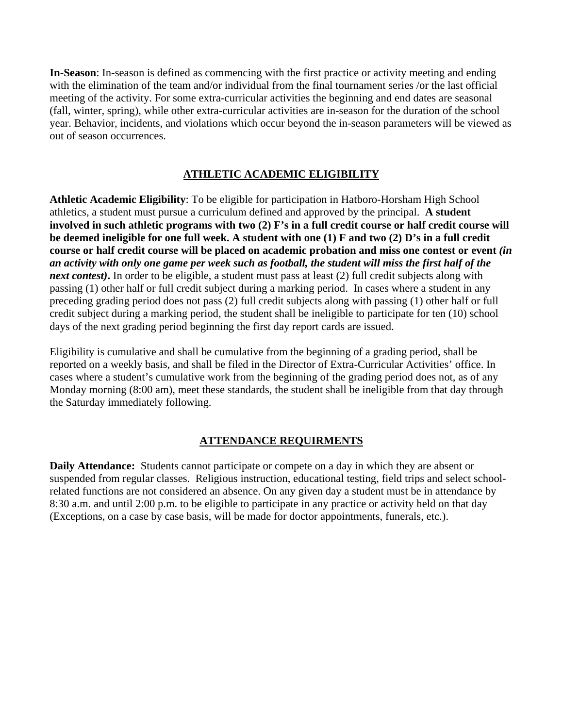**In-Season**: In-season is defined as commencing with the first practice or activity meeting and ending with the elimination of the team and/or individual from the final tournament series /or the last official meeting of the activity. For some extra-curricular activities the beginning and end dates are seasonal (fall, winter, spring), while other extra-curricular activities are in-season for the duration of the school year. Behavior, incidents, and violations which occur beyond the in-season parameters will be viewed as out of season occurrences.

## ATHLETIC ACADEMIC ELIGIBILITY

**Athletic Academic Eligibility**: To be eligible for participation in Hatboro-Horsham High School athletics, a student must pursue a curriculum defined and approved by the principal. **A student involved in such athletic programs with two (2) F's in a full credit course or half credit course will be deemed ineligible for one full week. A student with one (1) F and two (2) D's in a full credit course or half credit course will be placed on academic probation and miss one contest or event *(in an activity with only one game per week such as football, the student will miss the first half of the next contest)*.** In order to be eligible, a student must pass at least (2) full credit subjects along with passing (1) other half or full credit subject during a marking period. In cases where a student in any preceding grading period does not pass (2) full credit subjects along with passing (1) other half or full credit subject during a marking period, the student shall be ineligible to participate for ten (10) school days of the next grading period beginning the first day report cards are issued.

Eligibility is cumulative and shall be cumulative from the beginning of a grading period, shall be reported on a weekly basis, and shall be filed in the Director of Extra-Curricular Activities' office. In cases where a student's cumulative work from the beginning of the grading period does not, as of any Monday morning (8:00 am), meet these standards, the student shall be ineligible from that day through the Saturday immediately following.

## ATTENDANCE REQUIRMENTS

**Daily Attendance:** Students cannot participate or compete on a day in which they are absent or suspended from regular classes. Religious instruction, educational testing, field trips and select school-related functions are not considered an absence. On any given day a student must be in attendance by 8:30 a.m. and until 2:00 p.m. to be eligible to participate in any practice or activity held on that day (Exceptions, on a case by case basis, will be made for doctor appointments, funerals, etc.).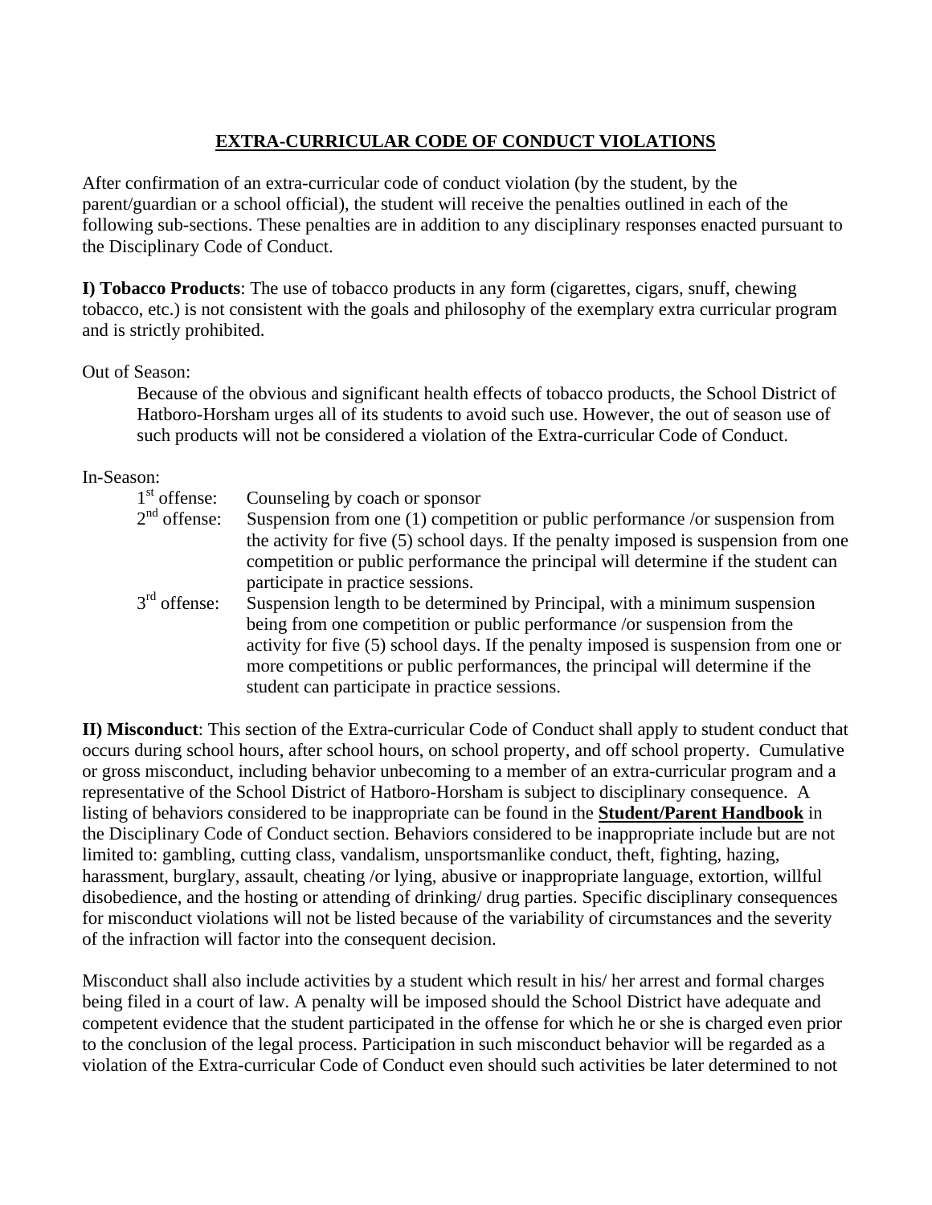## EXTRA-CURRICULAR CODE OF CONDUCT VIOLATIONS

After confirmation of an extra-curricular code of conduct violation (by the student, by the parent/guardian or a school official), the student will receive the penalties outlined in each of the following sub-sections. These penalties are in addition to any disciplinary responses enacted pursuant to the Disciplinary Code of Conduct.

**I) Tobacco Products**: The use of tobacco products in any form (cigarettes, cigars, snuff, chewing tobacco, etc.) is not consistent with the goals and philosophy of the exemplary extra curricular program and is strictly prohibited.

Out of Season:

> Because of the obvious and significant health effects of tobacco products, the School District of Hatboro-Horsham urges all of its students to avoid such use. However, the out of season use of such products will not be considered a violation of the Extra-curricular Code of Conduct.

In-Season:

- 1st offense: Counseling by coach or sponsor
- 2nd offense: Suspension from one (1) competition or public performance /or suspension from the activity for five (5) school days. If the penalty imposed is suspension from one competition or public performance the principal will determine if the student can participate in practice sessions.
- 3rd offense: Suspension length to be determined by Principal, with a minimum suspension being from one competition or public performance /or suspension from the activity for five (5) school days. If the penalty imposed is suspension from one or more competitions or public performances, the principal will determine if the student can participate in practice sessions.

**II) Misconduct**: This section of the Extra-curricular Code of Conduct shall apply to student conduct that occurs during school hours, after school hours, on school property, and off school property. Cumulative or gross misconduct, including behavior unbecoming to a member of an extra-curricular program and a representative of the School District of Hatboro-Horsham is subject to disciplinary consequence. A listing of behaviors considered to be inappropriate can be found in the **Student/Parent Handbook** in the Disciplinary Code of Conduct section. Behaviors considered to be inappropriate include but are not limited to: gambling, cutting class, vandalism, unsportsmanlike conduct, theft, fighting, hazing, harassment, burglary, assault, cheating /or lying, abusive or inappropriate language, extortion, willful disobedience, and the hosting or attending of drinking/ drug parties. Specific disciplinary consequences for misconduct violations will not be listed because of the variability of circumstances and the severity of the infraction will factor into the consequent decision.

Misconduct shall also include activities by a student which result in his/ her arrest and formal charges being filed in a court of law. A penalty will be imposed should the School District have adequate and competent evidence that the student participated in the offense for which he or she is charged even prior to the conclusion of the legal process. Participation in such misconduct behavior will be regarded as a violation of the Extra-curricular Code of Conduct even should such activities be later determined to not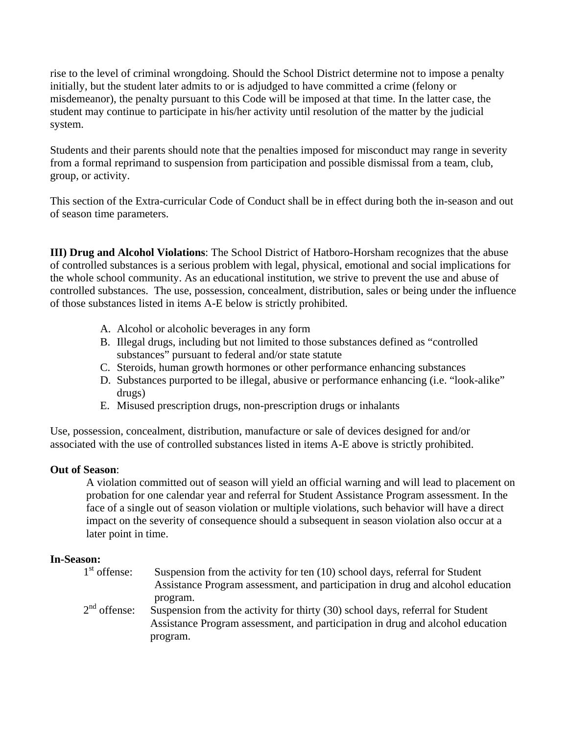rise to the level of criminal wrongdoing. Should the School District determine not to impose a penalty initially, but the student later admits to or is adjudged to have committed a crime (felony or misdemeanor), the penalty pursuant to this Code will be imposed at that time. In the latter case, the student may continue to participate in his/her activity until resolution of the matter by the judicial system.

Students and their parents should note that the penalties imposed for misconduct may range in severity from a formal reprimand to suspension from participation and possible dismissal from a team, club, group, or activity.

This section of the Extra-curricular Code of Conduct shall be in effect during both the in-season and out of season time parameters.

**III) Drug and Alcohol Violations**: The School District of Hatboro-Horsham recognizes that the abuse of controlled substances is a serious problem with legal, physical, emotional and social implications for the whole school community. As an educational institution, we strive to prevent the use and abuse of controlled substances. The use, possession, concealment, distribution, sales or being under the influence of those substances listed in items A-E below is strictly prohibited.

A. Alcohol or alcoholic beverages in any form
B. Illegal drugs, including but not limited to those substances defined as "controlled substances" pursuant to federal and/or state statute
C. Steroids, human growth hormones or other performance enhancing substances
D. Substances purported to be illegal, abusive or performance enhancing (i.e. "look-alike" drugs)
E. Misused prescription drugs, non-prescription drugs or inhalants

Use, possession, concealment, distribution, manufacture or sale of devices designed for and/or associated with the use of controlled substances listed in items A-E above is strictly prohibited.

**Out of Season**:

A violation committed out of season will yield an official warning and will lead to placement on probation for one calendar year and referral for Student Assistance Program assessment. In the face of a single out of season violation or multiple violations, such behavior will have a direct impact on the severity of consequence should a subsequent in season violation also occur at a later point in time.

**In-Season:**

1st offense: Suspension from the activity for ten (10) school days, referral for Student Assistance Program assessment, and participation in drug and alcohol education program.

2nd offense: Suspension from the activity for thirty (30) school days, referral for Student Assistance Program assessment, and participation in drug and alcohol education program.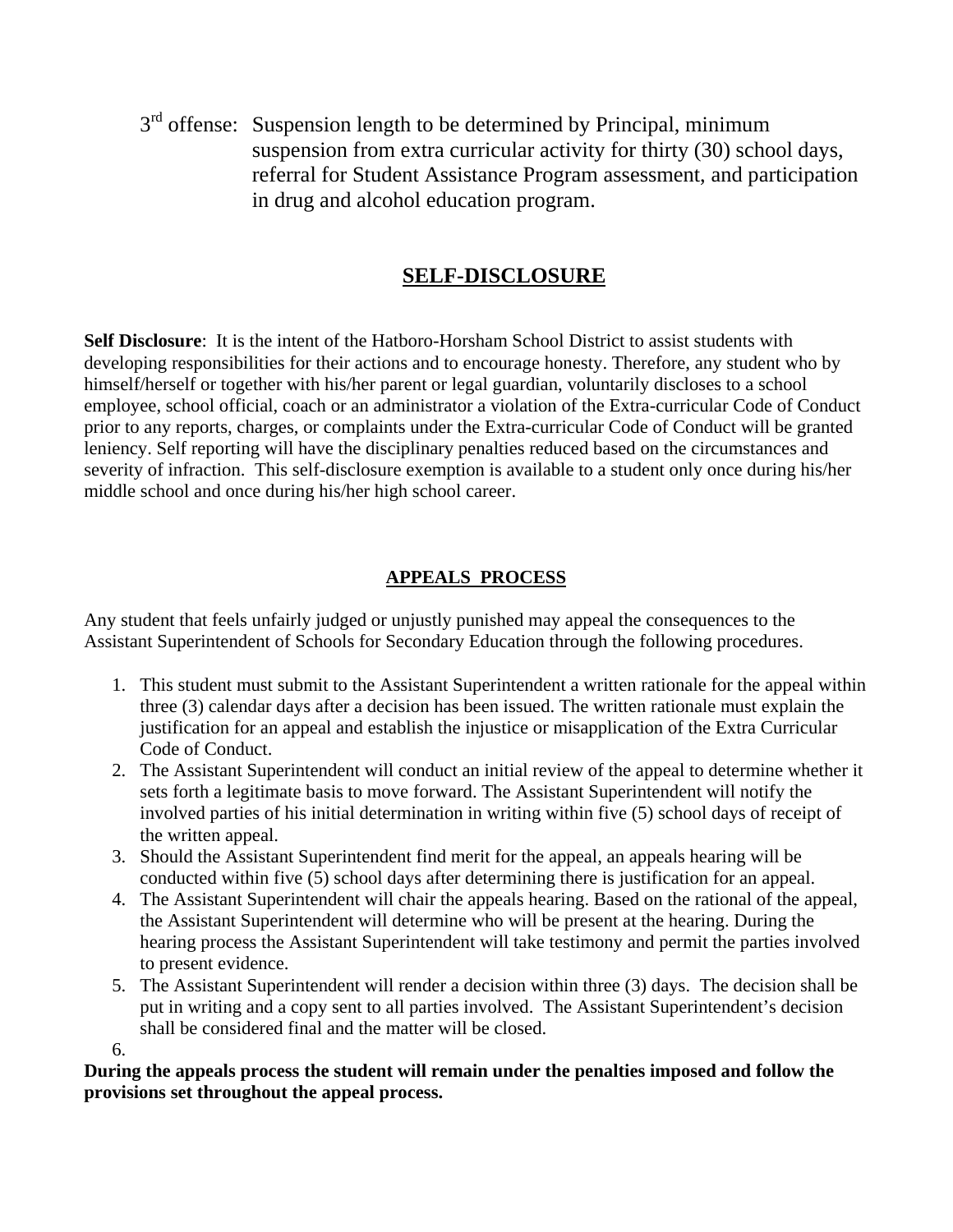3rd offense: Suspension length to be determined by Principal, minimum suspension from extra curricular activity for thirty (30) school days, referral for Student Assistance Program assessment, and participation in drug and alcohol education program.

## SELF-DISCLOSURE

**Self Disclosure**: It is the intent of the Hatboro-Horsham School District to assist students with developing responsibilities for their actions and to encourage honesty. Therefore, any student who by himself/herself or together with his/her parent or legal guardian, voluntarily discloses to a school employee, school official, coach or an administrator a violation of the Extra-curricular Code of Conduct prior to any reports, charges, or complaints under the Extra-curricular Code of Conduct will be granted leniency. Self reporting will have the disciplinary penalties reduced based on the circumstances and severity of infraction. This self-disclosure exemption is available to a student only once during his/her middle school and once during his/her high school career.

## APPEALS PROCESS

Any student that feels unfairly judged or unjustly punished may appeal the consequences to the Assistant Superintendent of Schools for Secondary Education through the following procedures.

1. This student must submit to the Assistant Superintendent a written rationale for the appeal within three (3) calendar days after a decision has been issued. The written rationale must explain the justification for an appeal and establish the injustice or misapplication of the Extra Curricular Code of Conduct.
2. The Assistant Superintendent will conduct an initial review of the appeal to determine whether it sets forth a legitimate basis to move forward. The Assistant Superintendent will notify the involved parties of his initial determination in writing within five (5) school days of receipt of the written appeal.
3. Should the Assistant Superintendent find merit for the appeal, an appeals hearing will be conducted within five (5) school days after determining there is justification for an appeal.
4. The Assistant Superintendent will chair the appeals hearing. Based on the rational of the appeal, the Assistant Superintendent will determine who will be present at the hearing. During the hearing process the Assistant Superintendent will take testimony and permit the parties involved to present evidence.
5. The Assistant Superintendent will render a decision within three (3) days. The decision shall be put in writing and a copy sent to all parties involved. The Assistant Superintendent's decision shall be considered final and the matter will be closed.
6.

**During the appeals process the student will remain under the penalties imposed and follow the provisions set throughout the appeal process.**